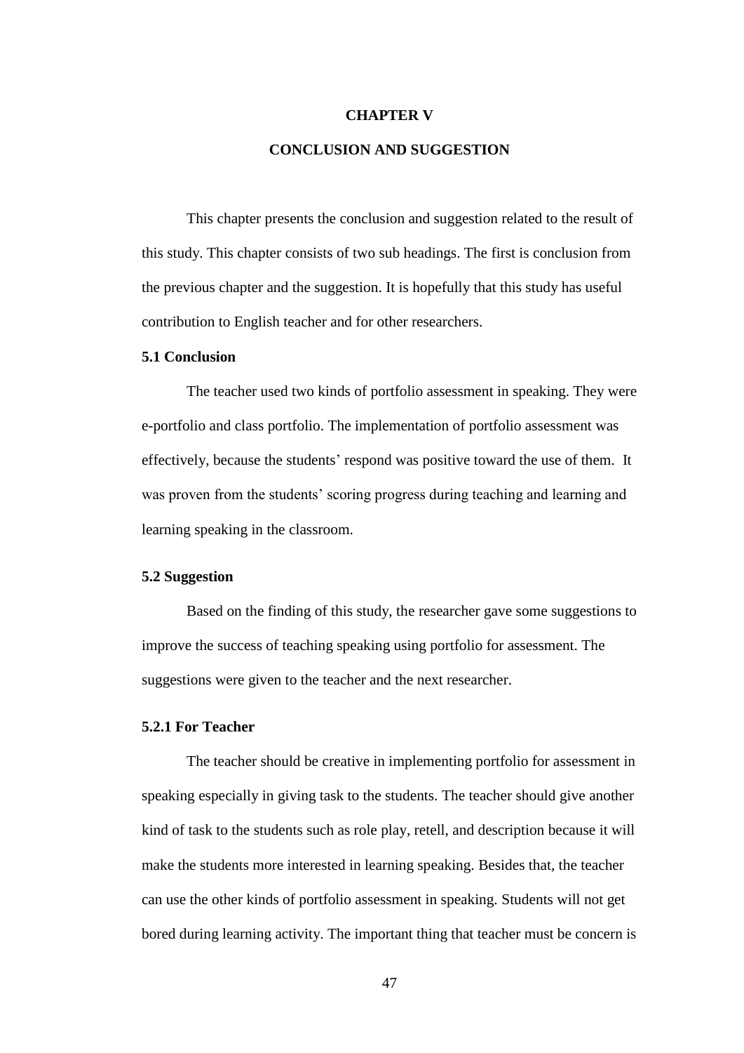# CHAPTER V

# CONCLUSION AND SUGGESTION

This chapter presents the conclusion and suggestion related to the result of this study. This chapter consists of two sub headings. The first is conclusion from the previous chapter and the suggestion. It is hopefully that this study has useful contribution to English teacher and for other researchers.

## 5.1 Conclusion

The teacher used two kinds of portfolio assessment in speaking. They were e-portfolio and class portfolio. The implementation of portfolio assessment was effectively, because the students' respond was positive toward the use of them. It was proven from the students' scoring progress during teaching and learning and learning speaking in the classroom.

## 5.2 Suggestion

Based on the finding of this study, the researcher gave some suggestions to improve the success of teaching speaking using portfolio for assessment. The suggestions were given to the teacher and the next researcher.

### 5.2.1 For Teacher

The teacher should be creative in implementing portfolio for assessment in speaking especially in giving task to the students. The teacher should give another kind of task to the students such as role play, retell, and description because it will make the students more interested in learning speaking. Besides that, the teacher can use the other kinds of portfolio assessment in speaking. Students will not get bored during learning activity. The important thing that teacher must be concern is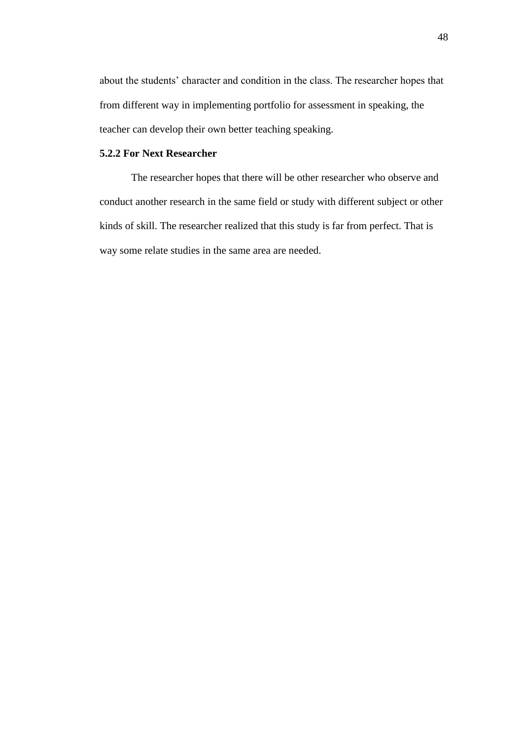about the students' character and condition in the class. The researcher hopes that from different way in implementing portfolio for assessment in speaking, the teacher can develop their own better teaching speaking.

### 5.2.2 For Next Researcher

The researcher hopes that there will be other researcher who observe and conduct another research in the same field or study with different subject or other kinds of skill. The researcher realized that this study is far from perfect. That is way some relate studies in the same area are needed.